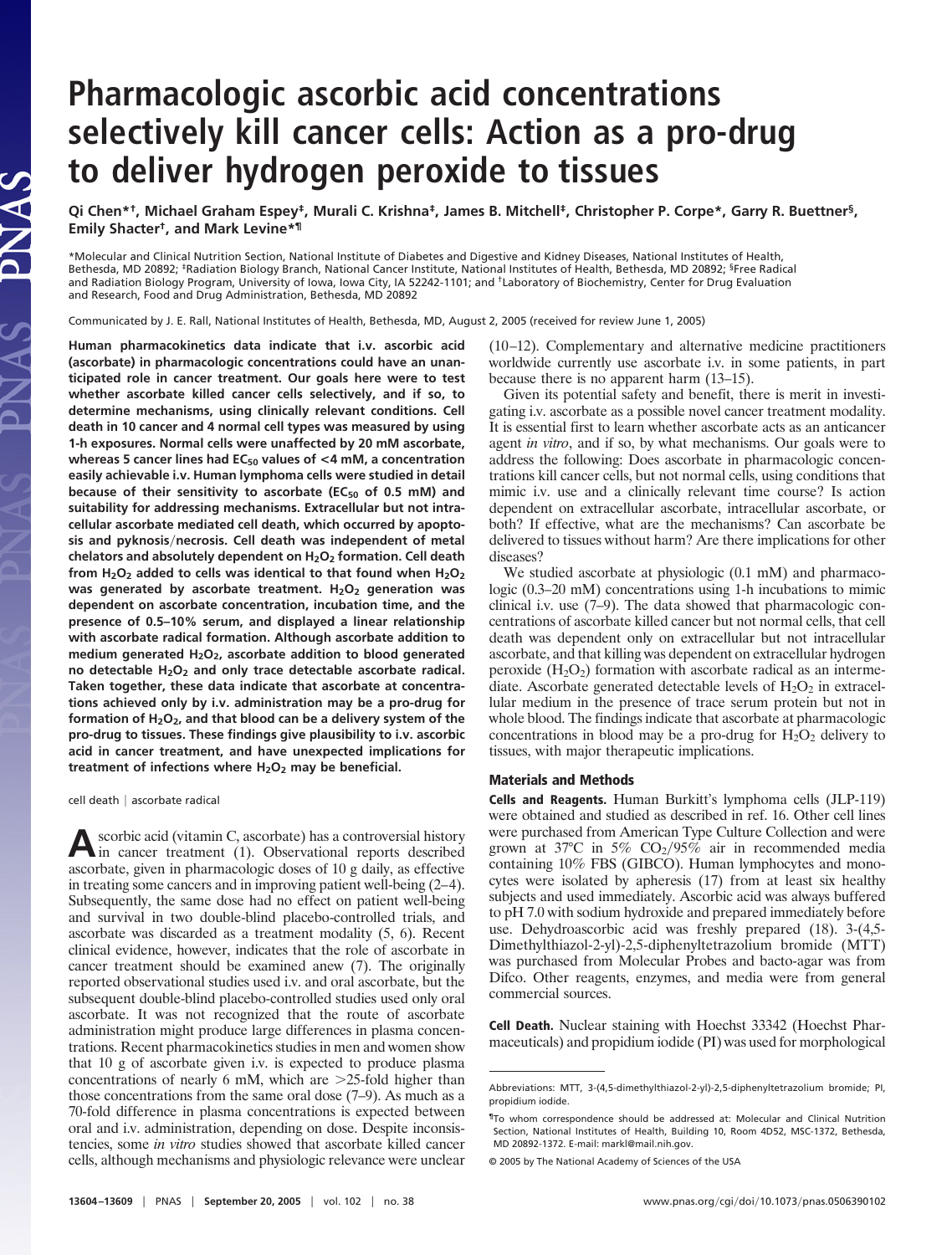# Pharmacologic ascorbic acid concentrations selectively kill cancer cells: Action as a pro-drug to deliver hydrogen peroxide to tissues

Qi Chen*[†], Michael Graham Espey[‡], Murali C. Krishna[‡], James B. Mitchell[‡], Christopher P. Corpe*, Garry R. Buettner[§], Emily Shacter[†], and Mark Levine*[¶]

*Molecular and Clinical Nutrition Section, National Institute of Diabetes and Digestive and Kidney Diseases, National Institutes of Health, Bethesda, MD 20892; [‡]Radiation Biology Branch, National Cancer Institute, National Institutes of Health, Bethesda, MD 20892; [§]Free Radical and Radiation Biology Program, University of Iowa, Iowa City, IA 52242-1101; and [†]Laboratory of Biochemistry, Center for Drug Evaluation and Research, Food and Drug Administration, Bethesda, MD 20892

Communicated by J. E. Rall, National Institutes of Health, Bethesda, MD, August 2, 2005 (received for review June 1, 2005)

**Human pharmacokinetics data indicate that i.v. ascorbic acid (ascorbate) in pharmacologic concentrations could have an unanticipated role in cancer treatment. Our goals here were to test whether ascorbate killed cancer cells selectively, and if so, to determine mechanisms, using clinically relevant conditions. Cell death in 10 cancer and 4 normal cell types was measured by using 1-h exposures. Normal cells were unaffected by 20 mM ascorbate, whereas 5 cancer lines had $EC_{50}$ values of <4 mM, a concentration easily achievable i.v. Human lymphoma cells were studied in detail because of their sensitivity to ascorbate ($EC_{50}$ of 0.5 mM) and suitability for addressing mechanisms. Extracellular but not intracellular ascorbate mediated cell death, which occurred by apoptosis and pyknosis/necrosis. Cell death was independent of metal chelators and absolutely dependent on $H_2O_2$ formation. Cell death from $H_2O_2$ added to cells was identical to that found when $H_2O_2$ was generated by ascorbate treatment. $H_2O_2$ generation was dependent on ascorbate concentration, incubation time, and the presence of 0.5–10% serum, and displayed a linear relationship with ascorbate radical formation. Although ascorbate addition to medium generated $H_2O_2$, ascorbate addition to blood generated no detectable $H_2O_2$ and only trace detectable ascorbate radical. Taken together, these data indicate that ascorbate at concentrations achieved only by i.v. administration may be a pro-drug for formation of $H_2O_2$, and that blood can be a delivery system of the pro-drug to tissues. These findings give plausibility to i.v. ascorbic acid in cancer treatment, and have unexpected implications for treatment of infections where $H_2O_2$ may be beneficial.**

cell death | ascorbate radical

Ascorbic acid (vitamin C, ascorbate) has a controversial history in cancer treatment (1). Observational reports described ascorbate, given in pharmacologic doses of 10 g daily, as effective in treating some cancers and in improving patient well-being (2–4). Subsequently, the same dose had no effect on patient well-being and survival in two double-blind placebo-controlled trials, and ascorbate was discarded as a treatment modality (5, 6). Recent clinical evidence, however, indicates that the role of ascorbate in cancer treatment should be examined anew (7). The originally reported observational studies used i.v. and oral ascorbate, but the subsequent double-blind placebo-controlled studies used only oral ascorbate. It was not recognized that the route of ascorbate administration might produce large differences in plasma concentrations. Recent pharmacokinetics studies in men and women show that 10 g of ascorbate given i.v. is expected to produce plasma concentrations of nearly 6 mM, which are >25-fold higher than those concentrations from the same oral dose (7–9). As much as a 70-fold difference in plasma concentrations is expected between oral and i.v. administration, depending on dose. Despite inconsistencies, some *in vitro* studies showed that ascorbate killed cancer cells, although mechanisms and physiologic relevance were unclear (10–12). Complementary and alternative medicine practitioners worldwide currently use ascorbate i.v. in some patients, in part because there is no apparent harm (13–15).

Given its potential safety and benefit, there is merit in investigating i.v. ascorbate as a possible novel cancer treatment modality. It is essential first to learn whether ascorbate acts as an anticancer agent *in vitro*, and if so, by what mechanisms. Our goals were to address the following: Does ascorbate in pharmacologic concentrations kill cancer cells, but not normal cells, using conditions that mimic i.v. use and a clinically relevant time course? Is action dependent on extracellular ascorbate, intracellular ascorbate, or both? If effective, what are the mechanisms? Can ascorbate be delivered to tissues without harm? Are there implications for other diseases?

We studied ascorbate at physiologic (0.1 mM) and pharmacologic (0.3–20 mM) concentrations using 1-h incubations to mimic clinical i.v. use (7–9). The data showed that pharmacologic concentrations of ascorbate killed cancer but not normal cells, that cell death was dependent only on extracellular but not intracellular ascorbate, and that killing was dependent on extracellular hydrogen peroxide ($H_2O_2$) formation with ascorbate radical as an intermediate. Ascorbate generated detectable levels of $H_2O_2$ in extracellular medium in the presence of trace serum protein but not in whole blood. The findings indicate that ascorbate at pharmacologic concentrations in blood may be a pro-drug for $H_2O_2$ delivery to tissues, with major therapeutic implications.

## Materials and Methods

**Cells and Reagents.** Human Burkitt's lymphoma cells (JLP-119) were obtained and studied as described in ref. 16. Other cell lines were purchased from American Type Culture Collection and were grown at 37°C in 5% $CO_2$/95% air in recommended media containing 10% FBS (GIBCO). Human lymphocytes and monocytes were isolated by apheresis (17) from at least six healthy subjects and used immediately. Ascorbic acid was always buffered to pH 7.0 with sodium hydroxide and prepared immediately before use. Dehydroascorbic acid was freshly prepared (18). 3-(4,5-Dimethylthiazol-2-yl)-2,5-diphenyltetrazolium bromide (MTT) was purchased from Molecular Probes and bacto-agar was from Difco. Other reagents, enzymes, and media were from general commercial sources.

**Cell Death.** Nuclear staining with Hoechst 33342 (Hoechst Pharmaceuticals) and propidium iodide (PI) was used for morphological

Abbreviations: MTT, 3-(4,5-dimethylthiazol-2-yl)-2,5-diphenyltetrazolium bromide; PI, propidium iodide.

[¶]To whom correspondence should be addressed at: Molecular and Clinical Nutrition Section, National Institutes of Health, Building 10, Room 4D52, MSC-1372, Bethesda, MD 20892-1372. E-mail: markl@mail.nih.gov.

© 2005 by The National Academy of Sciences of the USA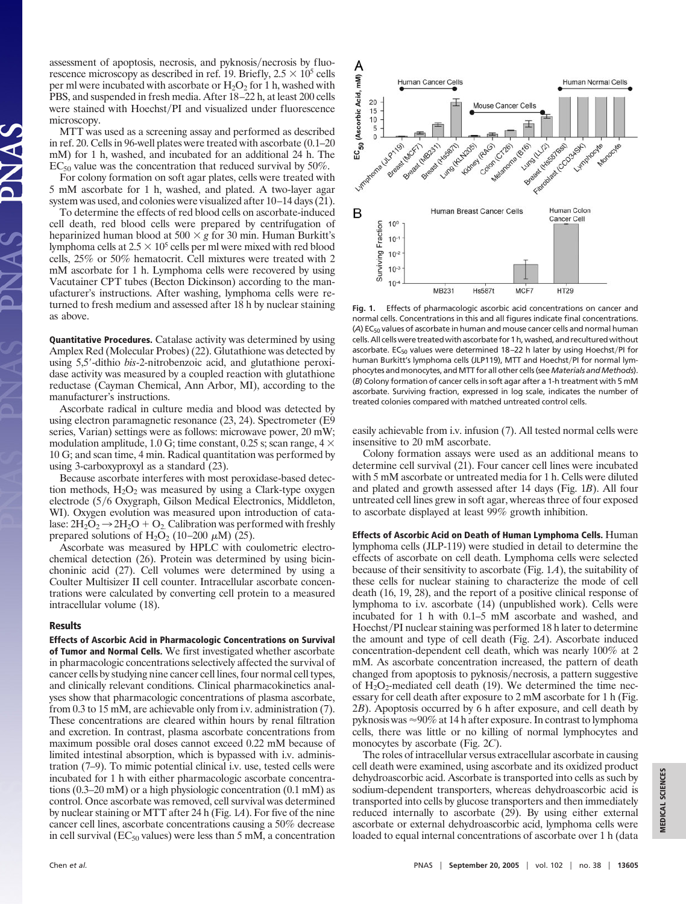assessment of apoptosis, necrosis, and pyknosis/necrosis by fluorescence microscopy as described in ref. 19. Briefly, $2.5 \times 10^5$ cells per ml were incubated with ascorbate or $H_2O_2$ for 1 h, washed with PBS, and suspended in fresh media. After 18–22 h, at least 200 cells were stained with Hoechst/PI and visualized under fluorescence microscopy.

MTT was used as a screening assay and performed as described in ref. 20. Cells in 96-well plates were treated with ascorbate (0.1–20 mM) for 1 h, washed, and incubated for an additional 24 h. The $EC_{50}$ value was the concentration that reduced survival by 50%.

For colony formation on soft agar plates, cells were treated with 5 mM ascorbate for 1 h, washed, and plated. A two-layer agar system was used, and colonies were visualized after 10–14 days (21).

To determine the effects of red blood cells on ascorbate-induced cell death, red blood cells were prepared by centrifugation of heparinized human blood at $500 \times g$ for 30 min. Human Burkitt's lymphoma cells at $2.5 \times 10^5$ cells per ml were mixed with red blood cells, 25% or 50% hematocrit. Cell mixtures were treated with 2 mM ascorbate for 1 h. Lymphoma cells were recovered by using Vacutainer CPT tubes (Becton Dickinson) according to the manufacturer's instructions. After washing, lymphoma cells were returned to fresh medium and assessed after 18 h by nuclear staining as above.

**Quantitative Procedures.** Catalase activity was determined by using Amplex Red (Molecular Probes) (22). Glutathione was detected by using 5,5′-dithio *bis*-2-nitrobenzoic acid, and glutathione peroxidase activity was measured by a coupled reaction with glutathione reductase (Cayman Chemical, Ann Arbor, MI), according to the manufacturer's instructions.

Ascorbate radical in culture media and blood was detected by using electron paramagnetic resonance (23, 24). Spectrometer (E9 series, Varian) settings were as follows: microwave power, 20 mW; modulation amplitude, 1.0 G; time constant, 0.25 s; scan range, $4 \times 10$ G; and scan time, 4 min. Radical quantitation was performed by using 3-carboxyproxyl as a standard (23).

Because ascorbate interferes with most peroxidase-based detection methods, $H_2O_2$ was measured by using a Clark-type oxygen electrode (5/6 Oxygraph, Gilson Medical Electronics, Middleton, WI). Oxygen evolution was measured upon introduction of catalase: $2H_2O_2 \rightarrow 2H_2O + O_2$. Calibration was performed with freshly prepared solutions of $H_2O_2$ (10–200 $\mu$M) (25).

Ascorbate was measured by HPLC with coulometric electrochemical detection (26). Protein was determined by using bicinchoninic acid (27). Cell volumes were determined by using a Coulter Multisizer II cell counter. Intracellular ascorbate concentrations were calculated by converting cell protein to a measured intracellular volume (18).

## Results

**Effects of Ascorbic Acid in Pharmacologic Concentrations on Survival of Tumor and Normal Cells.** We first investigated whether ascorbate in pharmacologic concentrations selectively affected the survival of cancer cells by studying nine cancer cell lines, four normal cell types, and clinically relevant conditions. Clinical pharmacokinetics analyses show that pharmacologic concentrations of plasma ascorbate, from 0.3 to 15 mM, are achievable only from i.v. administration (7). These concentrations are cleared within hours by renal filtration and excretion. In contrast, plasma ascorbate concentrations from maximum possible oral doses cannot exceed 0.22 mM because of limited intestinal absorption, which is bypassed with i.v. administration (7–9). To mimic potential clinical i.v. use, tested cells were incubated for 1 h with either pharmacologic ascorbate concentrations (0.3–20 mM) or a high physiologic concentration (0.1 mM) as control. Once ascorbate was removed, cell survival was determined by nuclear staining or MTT after 24 h (Fig. 1*A*). For five of the nine cancer cell lines, ascorbate concentrations causing a 50% decrease in cell survival ($EC_{50}$ values) were less than 5 mM, a concentration easily achievable from i.v. infusion (7). All tested normal cells were insensitive to 20 mM ascorbate.

**Fig. 1.** Effects of pharmacologic ascorbic acid concentrations on cancer and normal cells. Concentrations in this and all figures indicate final concentrations. (*A*) $EC_{50}$ values of ascorbate in human and mouse cancer cells and normal human cells. All cells were treated with ascorbate for 1 h, washed, and recultured without ascorbate. $EC_{50}$ values were determined 18–22 h later by using Hoechst/PI for human Burkitt's lymphoma cells (JLP119), MTT and Hoechst/PI for normal lymphocytes and monocytes, and MTT for all other cells (see *Materials and Methods*). (*B*) Colony formation of cancer cells in soft agar after a 1-h treatment with 5 mM ascorbate. Surviving fraction, expressed in log scale, indicates the number of treated colonies compared with matched untreated control cells.

Colony formation assays were used as an additional means to determine cell survival (21). Four cancer cell lines were incubated with 5 mM ascorbate or untreated media for 1 h. Cells were diluted and plated and growth assessed after 14 days (Fig. 1*B*). All four untreated cell lines grew in soft agar, whereas three of four exposed to ascorbate displayed at least 99% growth inhibition.

**Effects of Ascorbic Acid on Death of Human Lymphoma Cells.** Human lymphoma cells (JLP-119) were studied in detail to determine the effects of ascorbate on cell death. Lymphoma cells were selected because of their sensitivity to ascorbate (Fig. 1*A*), the suitability of these cells for nuclear staining to characterize the mode of cell death (16, 19, 28), and the report of a positive clinical response of lymphoma to i.v. ascorbate (14) (unpublished work). Cells were incubated for 1 h with 0.1–5 mM ascorbate and washed, and Hoechst/PI nuclear staining was performed 18 h later to determine the amount and type of cell death (Fig. 2*A*). Ascorbate induced concentration-dependent cell death, which was nearly 100% at 2 mM. As ascorbate concentration increased, the pattern of death changed from apoptosis to pyknosis/necrosis, a pattern suggestive of $H_2O_2$-mediated cell death (19). We determined the time necessary for cell death after exposure to 2 mM ascorbate for 1 h (Fig. 2*B*). Apoptosis occurred by 6 h after exposure, and cell death by pyknosis was ≈90% at 14 h after exposure. In contrast to lymphoma cells, there was little or no killing of normal lymphocytes and monocytes by ascorbate (Fig. 2*C*).

The roles of intracellular versus extracellular ascorbate in causing cell death were examined, using ascorbate and its oxidized product dehydroascorbic acid. Ascorbate is transported into cells as such by sodium-dependent transporters, whereas dehydroascorbic acid is transported into cells by glucose transporters and then immediately reduced internally to ascorbate (29). By using either external ascorbate or external dehydroascorbic acid, lymphoma cells were loaded to equal internal concentrations of ascorbate over 1 h (data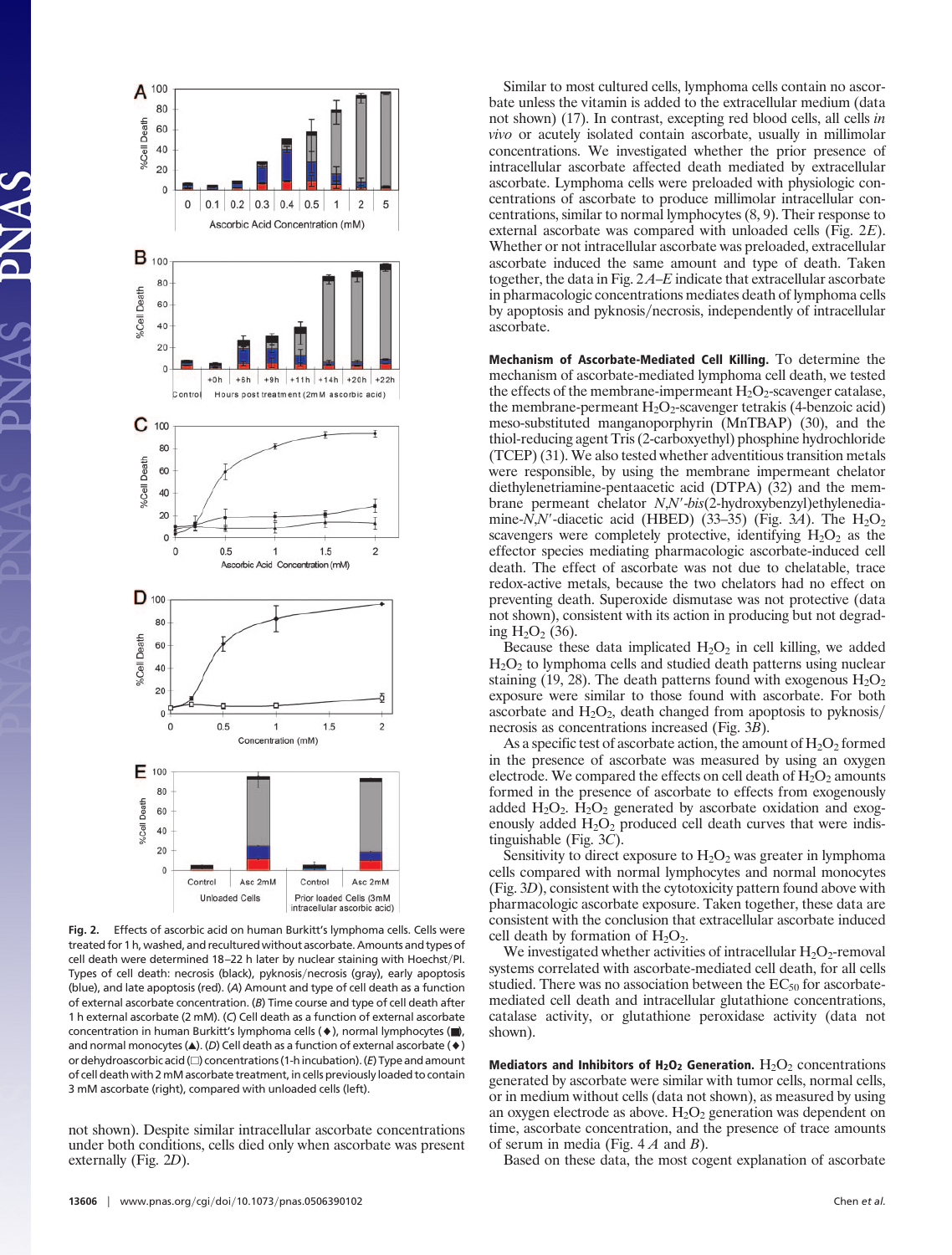Fig. 2. Effects of ascorbic acid on human Burkitt's lymphoma cells. Cells were treated for 1 h, washed, and recultured without ascorbate. Amounts and types of cell death were determined 18–22 h later by nuclear staining with Hoechst/PI. Types of cell death: necrosis (black), pyknosis/necrosis (gray), early apoptosis (blue), and late apoptosis (red). (*A*) Amount and type of cell death as a function of external ascorbate concentration. (*B*) Time course and type of cell death after 1 h external ascorbate (2 mM). (*C*) Cell death as a function of external ascorbate concentration in human Burkitt's lymphoma cells (♦), normal lymphocytes (■), and normal monocytes (▲). (*D*) Cell death as a function of external ascorbate (♦) or dehydroascorbic acid (□) concentrations (1-h incubation). (*E*) Type and amount of cell death with 2 mM ascorbate treatment, in cells previously loaded to contain 3 mM ascorbate (right), compared with unloaded cells (left).

not shown). Despite similar intracellular ascorbate concentrations under both conditions, cells died only when ascorbate was present externally (Fig. 2*D*).

Similar to most cultured cells, lymphoma cells contain no ascorbate unless the vitamin is added to the extracellular medium (data not shown) (17). In contrast, excepting red blood cells, all cells *in vivo* or acutely isolated contain ascorbate, usually in millimolar concentrations. We investigated whether the prior presence of intracellular ascorbate affected death mediated by extracellular ascorbate. Lymphoma cells were preloaded with physiologic concentrations of ascorbate to produce millimolar intracellular concentrations, similar to normal lymphocytes (8, 9). Their response to external ascorbate was compared with unloaded cells (Fig. 2*E*). Whether or not intracellular ascorbate was preloaded, extracellular ascorbate induced the same amount and type of death. Taken together, the data in Fig. 2 *A*–*E* indicate that extracellular ascorbate in pharmacologic concentrations mediates death of lymphoma cells by apoptosis and pyknosis/necrosis, independently of intracellular ascorbate.

**Mechanism of Ascorbate-Mediated Cell Killing.** To determine the mechanism of ascorbate-mediated lymphoma cell death, we tested the effects of the membrane-impermeant $H_2O_2$-scavenger catalase, the membrane-permeant $H_2O_2$-scavenger tetrakis (4-benzoic acid) meso-substituted manganoporphyrin (MnTBAP) (30), and the thiol-reducing agent Tris (2-carboxyethyl) phosphine hydrochloride (TCEP) (31). We also tested whether adventitious transition metals were responsible, by using the membrane impermeant chelator diethylenetriamine-pentaacetic acid (DTPA) (32) and the membrane permeant chelator *N*,*N*′-*bis*(2-hydroxybenzyl)ethylenediamine-*N*,*N*′-diacetic acid (HBED) (33–35) (Fig. 3*A*). The $H_2O_2$ scavengers were completely protective, identifying $H_2O_2$ as the effector species mediating pharmacologic ascorbate-induced cell death. The effect of ascorbate was not due to chelatable, trace redox-active metals, because the two chelators had no effect on preventing death. Superoxide dismutase was not protective (data not shown), consistent with its action in producing but not degrading $H_2O_2$ (36).

Because these data implicated $H_2O_2$ in cell killing, we added $H_2O_2$ to lymphoma cells and studied death patterns using nuclear staining (19, 28). The death patterns found with exogenous $H_2O_2$ exposure were similar to those found with ascorbate. For both ascorbate and $H_2O_2$, death changed from apoptosis to pyknosis/necrosis as concentrations increased (Fig. 3*B*).

As a specific test of ascorbate action, the amount of $H_2O_2$ formed in the presence of ascorbate was measured by using an oxygen electrode. We compared the effects on cell death of $H_2O_2$ amounts formed in the presence of ascorbate to effects from exogenously added $H_2O_2$. $H_2O_2$ generated by ascorbate oxidation and exogenously added $H_2O_2$ produced cell death curves that were indistinguishable (Fig. 3*C*).

Sensitivity to direct exposure to $H_2O_2$ was greater in lymphoma cells compared with normal lymphocytes and normal monocytes (Fig. 3*D*), consistent with the cytotoxicity pattern found above with pharmacologic ascorbate exposure. Taken together, these data are consistent with the conclusion that extracellular ascorbate induced cell death by formation of $H_2O_2$.

We investigated whether activities of intracellular $H_2O_2$-removal systems correlated with ascorbate-mediated cell death, for all cells studied. There was no association between the $EC_{50}$ for ascorbate-mediated cell death and intracellular glutathione concentrations, catalase activity, or glutathione peroxidase activity (data not shown).

**Mediators and Inhibitors of $H_2O_2$ Generation.** $H_2O_2$ concentrations generated by ascorbate were similar with tumor cells, normal cells, or in medium without cells (data not shown), as measured by using an oxygen electrode as above. $H_2O_2$ generation was dependent on time, ascorbate concentration, and the presence of trace amounts of serum in media (Fig. 4 *A* and *B*).

Based on these data, the most cogent explanation of ascorbate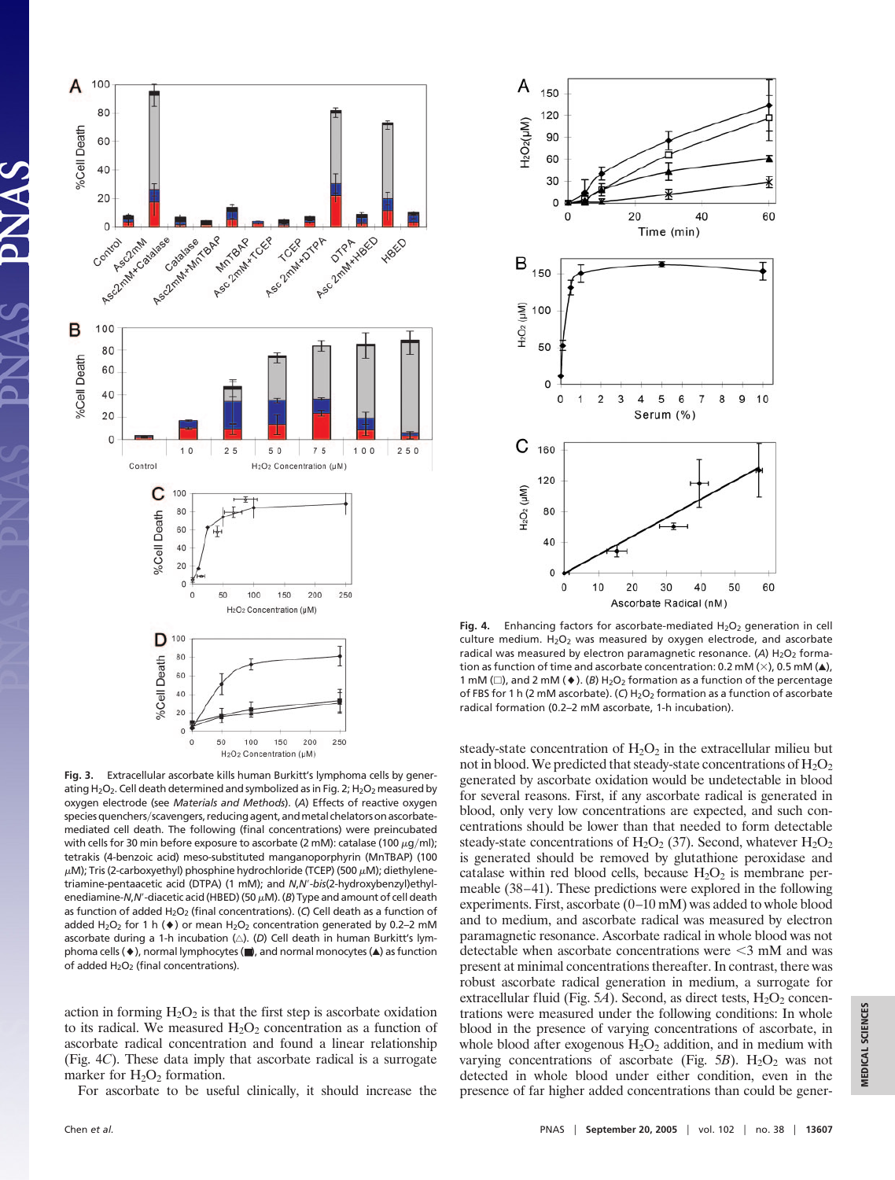**Fig. 3.** Extracellular ascorbate kills human Burkitt's lymphoma cells by generating $H_2O_2$. Cell death determined and symbolized as in Fig. 2; $H_2O_2$ measured by oxygen electrode (see *Materials and Methods*). (*A*) Effects of reactive oxygen species quenchers/scavengers, reducing agent, and metal chelators on ascorbate-mediated cell death. The following (final concentrations) were preincubated with cells for 30 min before exposure to ascorbate (2 mM): catalase (100 μg/ml); tetrakis (4-benzoic acid) meso-substituted manganoporphyrin (MnTBAP) (100 μM); Tris (2-carboxyethyl) phosphine hydrochloride (TCEP) (500 μM); diethylenetriamine-pentaacetic acid (DTPA) (1 mM); and *N*,*N*′-*bis*(2-hydroxybenzyl)ethylenediamine-*N*,*N*′-diacetic acid (HBED) (50 μM). (*B*) Type and amount of cell death as function of added $H_2O_2$ (final concentrations). (*C*) Cell death as a function of added $H_2O_2$ for 1 h (♦) or mean $H_2O_2$ concentration generated by 0.2–2 mM ascorbate during a 1-h incubation (△). (*D*) Cell death in human Burkitt's lymphoma cells (♦), normal lymphocytes (■), and normal monocytes (▲) as function of added $H_2O_2$ (final concentrations).

**Fig. 4.** Enhancing factors for ascorbate-mediated $H_2O_2$ generation in cell culture medium. $H_2O_2$ was measured by oxygen electrode, and ascorbate radical was measured by electron paramagnetic resonance. (*A*) $H_2O_2$ formation as function of time and ascorbate concentration: 0.2 mM (×), 0.5 mM (▲), 1 mM (□), and 2 mM (♦). (*B*) $H_2O_2$ formation as a function of the percentage of FBS for 1 h (2 mM ascorbate). (*C*) $H_2O_2$ formation as a function of ascorbate radical formation (0.2–2 mM ascorbate, 1-h incubation).

action in forming $H_2O_2$ is that the first step is ascorbate oxidation to its radical. We measured $H_2O_2$ concentration as a function of ascorbate radical concentration and found a linear relationship (Fig. 4*C*). These data imply that ascorbate radical is a surrogate marker for $H_2O_2$ formation.

For ascorbate to be useful clinically, it should increase the steady-state concentration of $H_2O_2$ in the extracellular milieu but not in blood. We predicted that steady-state concentrations of $H_2O_2$ generated by ascorbate oxidation would be undetectable in blood for several reasons. First, if any ascorbate radical is generated in blood, only very low concentrations are expected, and such concentrations should be lower than that needed to form detectable steady-state concentrations of $H_2O_2$ (37). Second, whatever $H_2O_2$ is generated should be removed by glutathione peroxidase and catalase within red blood cells, because $H_2O_2$ is membrane permeable (38–41). These predictions were explored in the following experiments. First, ascorbate (0–10 mM) was added to whole blood and to medium, and ascorbate radical was measured by electron paramagnetic resonance. Ascorbate radical in whole blood was not detectable when ascorbate concentrations were <3 mM and was present at minimal concentrations thereafter. In contrast, there was robust ascorbate radical generation in medium, a surrogate for extracellular fluid (Fig. 5*A*). Second, as direct tests, $H_2O_2$ concentrations were measured under the following conditions: In whole blood in the presence of varying concentrations of ascorbate, in whole blood after exogenous $H_2O_2$ addition, and in medium with varying concentrations of ascorbate (Fig. 5*B*). $H_2O_2$ was not detected in whole blood under either condition, even in the presence of far higher added concentrations than could be gener-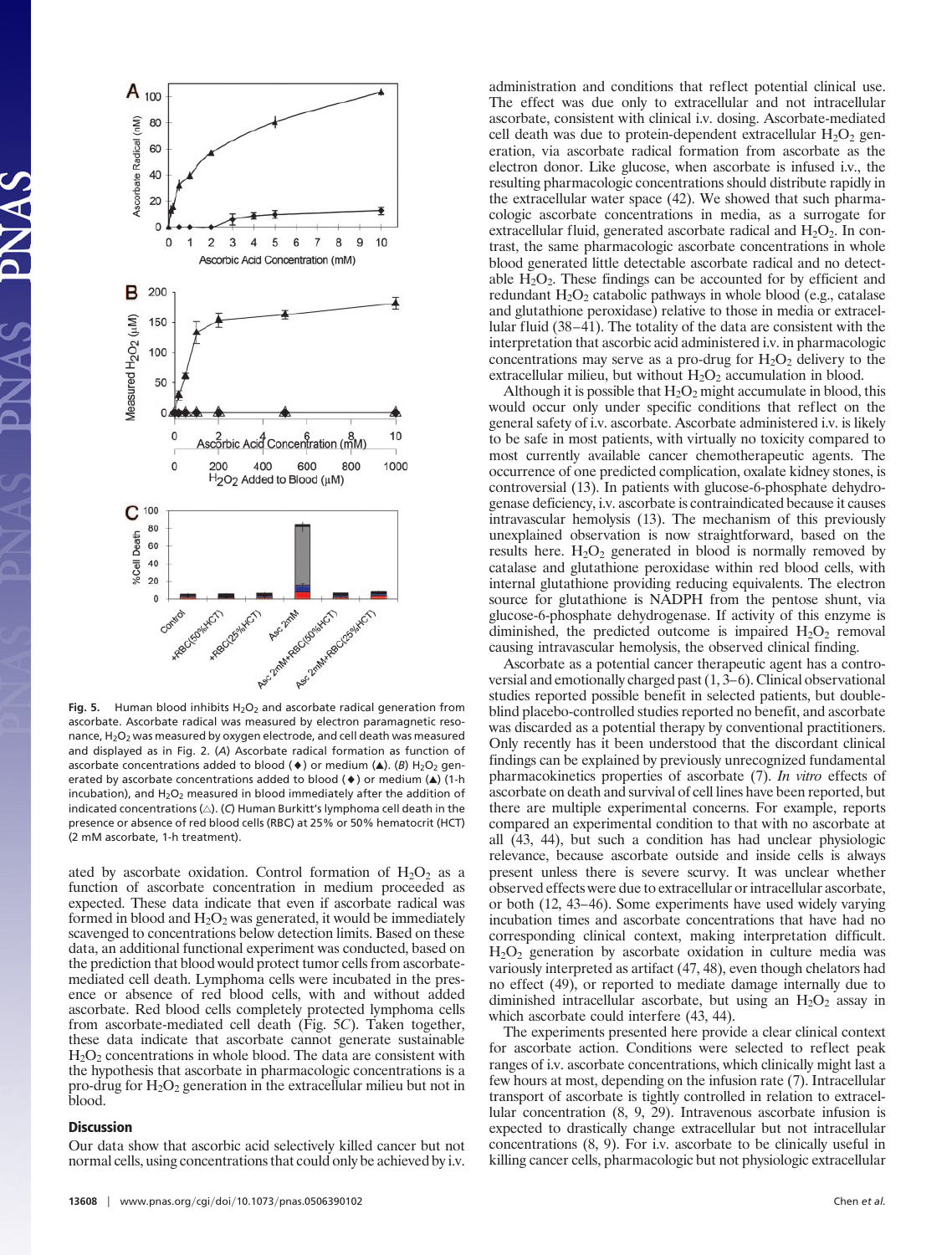**Fig. 5.** Human blood inhibits $H_2O_2$ and ascorbate radical generation from ascorbate. Ascorbate radical was measured by electron paramagnetic resonance, $H_2O_2$ was measured by oxygen electrode, and cell death was measured and displayed as in Fig. 2. (*A*) Ascorbate radical formation as function of ascorbate concentrations added to blood (♦) or medium (▲). (*B*) $H_2O_2$ generated by ascorbate concentrations added to blood (♦) or medium (▲) (1-h incubation), and $H_2O_2$ measured in blood immediately after the addition of indicated concentrations (△). (*C*) Human Burkitt's lymphoma cell death in the presence or absence of red blood cells (RBC) at 25% or 50% hematocrit (HCT) (2 mM ascorbate, 1-h treatment).

ated by ascorbate oxidation. Control formation of $H_2O_2$ as a function of ascorbate concentration in medium proceeded as expected. These data indicate that even if ascorbate radical was formed in blood and $H_2O_2$ was generated, it would be immediately scavenged to concentrations below detection limits. Based on these data, an additional functional experiment was conducted, based on the prediction that blood would protect tumor cells from ascorbate-mediated cell death. Lymphoma cells were incubated in the presence or absence of red blood cells, with and without added ascorbate. Red blood cells completely protected lymphoma cells from ascorbate-mediated cell death (Fig. 5*C*). Taken together, these data indicate that ascorbate cannot generate sustainable $H_2O_2$ concentrations in whole blood. The data are consistent with the hypothesis that ascorbate in pharmacologic concentrations is a pro-drug for $H_2O_2$ generation in the extracellular milieu but not in blood.

## Discussion

Our data show that ascorbic acid selectively killed cancer but not normal cells, using concentrations that could only be achieved by i.v. administration and conditions that reflect potential clinical use. The effect was due only to extracellular and not intracellular ascorbate, consistent with clinical i.v. dosing. Ascorbate-mediated cell death was due to protein-dependent extracellular $H_2O_2$ generation, via ascorbate radical formation from ascorbate as the electron donor. Like glucose, when ascorbate is infused i.v., the resulting pharmacologic concentrations should distribute rapidly in the extracellular water space (42). We showed that such pharmacologic ascorbate concentrations in media, as a surrogate for extracellular fluid, generated ascorbate radical and $H_2O_2$. In contrast, the same pharmacologic ascorbate concentrations in whole blood generated little detectable ascorbate radical and no detectable $H_2O_2$. These findings can be accounted for by efficient and redundant $H_2O_2$ catabolic pathways in whole blood (e.g., catalase and glutathione peroxidase) relative to those in media or extracellular fluid (38–41). The totality of the data are consistent with the interpretation that ascorbic acid administered i.v. in pharmacologic concentrations may serve as a pro-drug for $H_2O_2$ delivery to the extracellular milieu, but without $H_2O_2$ accumulation in blood.

Although it is possible that $H_2O_2$ might accumulate in blood, this would occur only under specific conditions that reflect on the general safety of i.v. ascorbate. Ascorbate administered i.v. is likely to be safe in most patients, with virtually no toxicity compared to most currently available cancer chemotherapeutic agents. The occurrence of one predicted complication, oxalate kidney stones, is controversial (13). In patients with glucose-6-phosphate dehydrogenase deficiency, i.v. ascorbate is contraindicated because it causes intravascular hemolysis (13). The mechanism of this previously unexplained observation is now straightforward, based on the results here. $H_2O_2$ generated in blood is normally removed by catalase and glutathione peroxidase within red blood cells, with internal glutathione providing reducing equivalents. The electron source for glutathione is NADPH from the pentose shunt, via glucose-6-phosphate dehydrogenase. If activity of this enzyme is diminished, the predicted outcome is impaired $H_2O_2$ removal causing intravascular hemolysis, the observed clinical finding.

Ascorbate as a potential cancer therapeutic agent has a controversial and emotionally charged past (1, 3–6). Clinical observational studies reported possible benefit in selected patients, but double-blind placebo-controlled studies reported no benefit, and ascorbate was discarded as a potential therapy by conventional practitioners. Only recently has it been understood that the discordant clinical findings can be explained by previously unrecognized fundamental pharmacokinetics properties of ascorbate (7). *In vitro* effects of ascorbate on death and survival of cell lines have been reported, but there are multiple experimental concerns. For example, reports compared an experimental condition to that with no ascorbate at all (43, 44), but such a condition has had unclear physiologic relevance, because ascorbate outside and inside cells is always present unless there is severe scurvy. It was unclear whether observed effects were due to extracellular or intracellular ascorbate, or both (12, 43–46). Some experiments have used widely varying incubation times and ascorbate concentrations that have had no corresponding clinical context, making interpretation difficult. $H_2O_2$ generation by ascorbate oxidation in culture media was variously interpreted as artifact (47, 48), even though chelators had no effect (49), or reported to mediate damage internally due to diminished intracellular ascorbate, but using an $H_2O_2$ assay in which ascorbate could interfere (43, 44).

The experiments presented here provide a clear clinical context for ascorbate action. Conditions were selected to reflect peak ranges of i.v. ascorbate concentrations, which clinically might last a few hours at most, depending on the infusion rate (7). Intracellular transport of ascorbate is tightly controlled in relation to extracellular concentration (8, 9, 29). Intravenous ascorbate infusion is expected to drastically change extracellular but not intracellular concentrations (8, 9). For i.v. ascorbate to be clinically useful in killing cancer cells, pharmacologic but not physiologic extracellular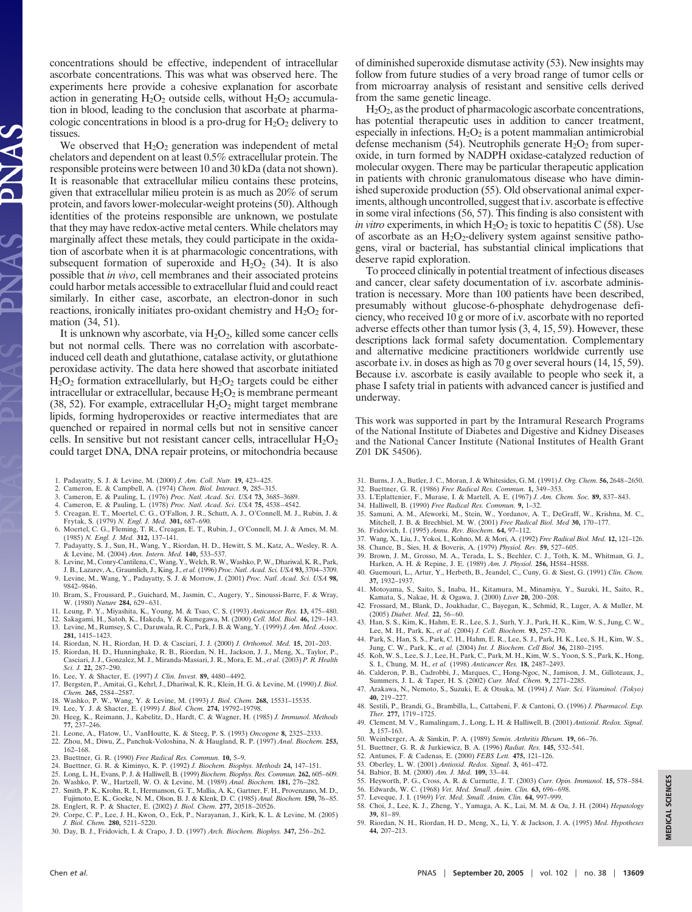concentrations should be effective, independent of intracellular ascorbate concentrations. This was what was observed here. The experiments here provide a cohesive explanation for ascorbate action in generating $H_2O_2$ outside cells, without $H_2O_2$ accumulation in blood, leading to the conclusion that ascorbate at pharmacologic concentrations in blood is a pro-drug for $H_2O_2$ delivery to tissues.

We observed that $H_2O_2$ generation was independent of metal chelators and dependent on at least 0.5% extracellular protein. The responsible proteins were between 10 and 30 kDa (data not shown). It is reasonable that extracellular milieu contains these proteins, given that extracellular milieu protein is as much as 20% of serum protein, and favors lower-molecular-weight proteins (50). Although identities of the proteins responsible are unknown, we postulate that they may have redox-active metal centers. While chelators may marginally affect these metals, they could participate in the oxidation of ascorbate when it is at pharmacologic concentrations, with subsequent formation of superoxide and $H_2O_2$ (34). It is also possible that *in vivo*, cell membranes and their associated proteins could harbor metals accessible to extracellular fluid and could react similarly. In either case, ascorbate, an electron-donor in such reactions, ironically initiates pro-oxidant chemistry and $H_2O_2$ formation (34, 51).

It is unknown why ascorbate, via $H_2O_2$, killed some cancer cells but not normal cells. There was no correlation with ascorbate-induced cell death and glutathione, catalase activity, or glutathione peroxidase activity. The data here showed that ascorbate initiated $H_2O_2$ formation extracellularly, but $H_2O_2$ targets could be either intracellular or extracellular, because $H_2O_2$ is membrane permeant (38, 52). For example, extracellular $H_2O_2$ might target membrane lipids, forming hydroperoxides or reactive intermediates that are quenched or repaired in normal cells but not in sensitive cancer cells. In sensitive but not resistant cancer cells, intracellular $H_2O_2$ could target DNA, DNA repair proteins, or mitochondria because of diminished superoxide dismutase activity (53). New insights may follow from future studies of a very broad range of tumor cells or from microarray analysis of resistant and sensitive cells derived from the same genetic lineage.

$H_2O_2$, as the product of pharmacologic ascorbate concentrations, has potential therapeutic uses in addition to cancer treatment, especially in infections. $H_2O_2$ is a potent mammalian antimicrobial defense mechanism (54). Neutrophils generate $H_2O_2$ from superoxide, in turn formed by NADPH oxidase-catalyzed reduction of molecular oxygen. There may be particular therapeutic application in patients with chronic granulomatous disease who have diminished superoxide production (55). Old observational animal experiments, although uncontrolled, suggest that i.v. ascorbate is effective in some viral infections (56, 57). This finding is also consistent with *in vitro* experiments, in which $H_2O_2$ is toxic to hepatitis C (58). Use of ascorbate as an $H_2O_2$-delivery system against sensitive pathogens, viral or bacterial, has substantial clinical implications that deserve rapid exploration.

To proceed clinically in potential treatment of infectious diseases and cancer, clear safety documentation of i.v. ascorbate administration is necessary. More than 100 patients have been described, presumably without glucose-6-phosphate dehydrogenase deficiency, who received 10 g or more of i.v. ascorbate with no reported adverse effects other than tumor lysis (3, 4, 15, 59). However, these descriptions lack formal safety documentation. Complementary and alternative medicine practitioners worldwide currently use ascorbate i.v. in doses as high as 70 g over several hours (14, 15, 59). Because i.v. ascorbate is easily available to people who seek it, a phase I safety trial in patients with advanced cancer is justified and underway.

This work was supported in part by the Intramural Research Programs of the National Institute of Diabetes and Digestive and Kidney Diseases and the National Cancer Institute (National Institutes of Health Grant Z01 DK 54506).

1. Padayatty, S. J. & Levine, M. (2000) *J. Am. Coll. Nutr.* **19,** 423–425.
2. Cameron, E. & Campbell, A. (1974) *Chem. Biol. Interact.* **9,** 285–315.
3. Cameron, E. & Pauling, L. (1976) *Proc. Natl. Acad. Sci. USA* **73,** 3685–3689.
4. Cameron, E. & Pauling, L. (1978) *Proc. Natl. Acad. Sci. USA* **75,** 4538–4542.
5. Creagan, E. T., Moertel, C. G., O'Fallon, J. R., Schutt, A. J., O'Connell, M. J., Rubin, J. & Frytak, S. (1979) *N. Engl. J. Med.* **301,** 687–690.
6. Moertel, C. G., Fleming, T. R., Creagan, E. T., Rubin, J., O'Connell, M. J. & Ames, M. M. (1985) *N. Engl. J. Med.* **312,** 137–141.
7. Padayatty, S. J., Sun, H., Wang, Y., Riordan, H. D., Hewitt, S. M., Katz, A., Wesley, R. A. & Levine, M. (2004) *Ann. Intern. Med.* **140,** 533–537.
8. Levine, M., Conry-Cantilena, C., Wang, Y., Welch, R. W., Washko, P. W., Dhariwal, K. R., Park, J. B., Lazarev, A., Graumlich, J., King, J., *et al.* (1996) *Proc. Natl. Acad. Sci. USA* **93,** 3704–3709.
9. Levine, M., Wang, Y., Padayatty, S. J. & Morrow, J. (2001) *Proc. Natl. Acad. Sci. USA* **98,** 9842–9846.
10. Bram, S., Froussard, P., Guichard, M., Jasmin, C., Augery, Y., Sinoussi-Barre, F. & Wray, W. (1980) *Nature* **284,** 629–631.
11. Leung, P. Y., Miyashita, K., Young, M. & Tsao, C. S. (1993) *Anticancer Res.* **13,** 475–480.
12. Sakagami, H., Satoh, K., Hakeda, Y. & Kumegawa, M. (2000) *Cell. Mol. Biol.* **46,** 129–143.
13. Levine, M., Rumsey, S. C., Daruwala, R. C., Park, J. B. & Wang, Y. (1999) *J. Am. Med. Assoc.* **281,** 1415–1423.
14. Riordan, N. H., Riordan, H. D. & Casciari, J. J. (2000) *J. Orthomol. Med.* **15,** 201–203.
15. Riordan, H. D., Hunninghake, R. B., Riordan, N. H., Jackson, J. J., Meng, X., Taylor, P., Casciari, J. J., Gonzalez, M. J., Miranda-Massari, J. R., Mora, E. M., *et al.* (2003) *P. R. Health Sci. J.* **22,** 287–290.
16. Lee, Y. & Shacter, E. (1997) *J. Clin. Invest.* **89,** 4480–4492.
17. Bergsten, P., Amitai, G., Kehrl, J., Dhariwal, K. R., Klein, H. G. & Levine, M. (1990) *J. Biol. Chem.* **265,** 2584–2587.
18. Washko, P. W., Wang, Y. & Levine, M. (1993) *J. Biol. Chem.* **268,** 15531–15535.
19. Lee, Y. J. & Shacter, E. (1999) *J. Biol. Chem.* **274,** 19792–19798.
20. Heeg, K., Reimann, J., Kabelitz, D., Hardt, C. & Wagner, H. (1985) *J. Immunol. Methods* **77,** 237–246.
21. Leone, A., Flatow, U., VanHoutte, K. & Steeg, P. S. (1993) *Oncogene* **8,** 2325–2333.
22. Zhou, M., Diwu, Z., Panchuk-Voloshina, N. & Haugland, R. P. (1997) *Anal. Biochem.* **253,** 162–168.
23. Buettner, G. R. (1990) *Free Radical Res. Commun.* **10,** 5–9.
24. Buettner, G. R. & Kiminyo, K. P. (1992) *J. Biochem. Biophys. Methods* **24,** 147–151.
25. Long, L. H., Evans, P. J. & Halliwell, B. (1999) *Biochem. Biophys. Res. Commun.* **262,** 605–609.
26. Washko, P. W., Hartzell, W. O. & Levine, M. (1989) *Anal. Biochem.* **181,** 276–282.
27. Smith, P. K., Krohn, R. I., Hermanson, G. T., Mallia, A. K., Gartner, F. H., Provenzano, M. D., Fujimoto, E. K., Goeke, N. M., Olson, B. J. & Klenk, D. C. (1985) *Anal. Biochem.* **150,** 76–85.
28. Englert, R. P. & Shacter, E. (2002) *J. Biol. Chem.* **277,** 20518–20526.
29. Corpe, C. P., Lee, J. H., Kwon, O., Eck, P., Narayanan, J., Kirk, K. L. & Levine, M. (2005) *J. Biol. Chem.* **280,** 5211–5220.
30. Day, B. J., Fridovich, I. & Crapo, J. D. (1997) *Arch. Biochem. Biophys.* **347,** 256–262.
31. Burns, J. A., Butler, J. C., Moran, J. & Whitesides, G. M. (1991) *J. Org. Chem.* **56,** 2648–2650.
32. Buettner, G. R. (1986) *Free Radical Res. Commun.* **1,** 349–353.
33. L'Eplattenier, F., Murase, I. & Martell, A. E. (1967) *J. Am. Chem. Soc.* **89,** 837–843.
34. Halliwell, B. (1990) *Free Radical Res. Commun.* **9,** 1–32.
35. Samuni, A. M., Afeworki, M., Stein, W., Yordanov, A. T., DeGraff, W., Krishna, M. C., Mitchell, J. B. & Brechbiel, M. W. (2001) *Free Radical Biol. Med* **30,** 170–177.
36. Fridovich, I. (1995) *Annu. Rev. Biochem.* **64,** 97–112.
37. Wang, X., Liu, J., Yokoi, I., Kohno, M. & Mori, A. (1992) *Free Radical Biol. Med.* **12,** 121–126.
38. Chance, B., Sies, H. & Boveris, A. (1979) *Physiol. Rev.* **59,** 527–605.
39. Brown, J. M., Grosso, M. A., Terada, L. S., Beehler, C. J., Toth, K. M., Whitman, G. J., Harken, A. H. & Repine, J. E. (1989) *Am. J. Physiol.* **256,** H584–H588.
40. Guemouri, L., Artur, Y., Herbeth, B., Jeandel, C., Cuny, G. & Siest, G. (1991) *Clin. Chem.* **37,** 1932–1937.
41. Motoyama, S., Saito, S., Inaba, H., Kitamura, M., Minamiya, Y., Suzuki, H., Saito, R., Kamata, S., Nakae, H. & Ogawa, J. (2000) *Liver* **20,** 200–208.
42. Frossard, M., Blank, D., Joukhadar, C., Bayegan, K., Schmid, R., Luger, A. & Muller, M. (2005) *Diabet. Med.* **22,** 56–60.
43. Han, S. S., Kim, K., Hahm, E. R., Lee, S. J., Surh, Y. J., Park, H. K., Kim, W. S., Jung, C. W., Lee, M. H., Park, K., *et al.* (2004) *J. Cell. Biochem.* **93,** 257–270.
44. Park, S., Han, S. S., Park, C. H., Hahm, E. R., Lee, S. J., Park, H. K., Lee, S. H., Kim, W. S., Jung, C. W., Park, K., *et al.* (2004) *Int. J. Biochem. Cell Biol.* **36,** 2180–2195.
45. Koh, W. S., Lee, S. J., Lee, H., Park, C., Park, M. H., Kim, W. S., Yoon, S. S., Park, K., Hong, S. I., Chung, M. H., *et al.* (1998) *Anticancer Res.* **18,** 2487–2493.
46. Calderon, P. B., Cadrobbi, J., Marques, C., Hong-Ngoc, N., Jamison, J. M., Gilloteaux, J., Summers, J. L. & Taper, H. S. (2002) *Curr. Med. Chem.* **9,** 2271–2285.
47. Arakawa, N., Nemoto, S., Suzuki, E. & Otsuka, M. (1994) *J. Nutr. Sci. Vitaminol. (Tokyo)* **40,** 219–227.
48. Sestili, P., Brandi, G., Brambilla, L., Cattabeni, F. & Cantoni, O. (1996) *J. Pharmacol. Exp. Ther.* **277,** 1719–1725.
49. Clement, M. V., Ramalingam, J., Long, L. H. & Halliwell, B. (2001) *Antioxid. Redox. Signal.* **3,** 157–163.
50. Weinberger, A. & Simkin, P. A. (1989) *Semin. Arthritis Rheum.* **19,** 66–76.
51. Buettner, G. R. & Jurkiewicz, B. A. (1996) *Radiat. Res.* **145,** 532–541.
52. Antunes, F. & Cadenas, E. (2000) *FEBS Lett.* **475,** 121–126.
53. Oberley, L. W. (2001) *Antioxid. Redox. Signal.* **3,** 461–472.
54. Babior, B. M. (2000) *Am. J. Med.* **109,** 33–44.
55. Heyworth, P. G., Cross, A. R. & Curnutte, J. T. (2003) *Curr. Opin. Immunol.* **15,** 578–584.
56. Edwards, W. C. (1968) *Vet. Med. Small. Anim. Clin.* **63,** 696–698.
57. Leveque, J. I. (1969) *Vet. Med. Small. Anim. Clin.* **64,** 997–999.
58. Choi, J., Lee, K. J., Zheng, Y., Yamaga, A. K., Lai, M. M. & Ou, J. H. (2004) *Hepatology* **39,** 81–89.
59. Riordan, N. H., Riordan, H. D., Meng, X., Li, Y. & Jackson, J. A. (1995) *Med. Hypotheses* **44,** 207–213.